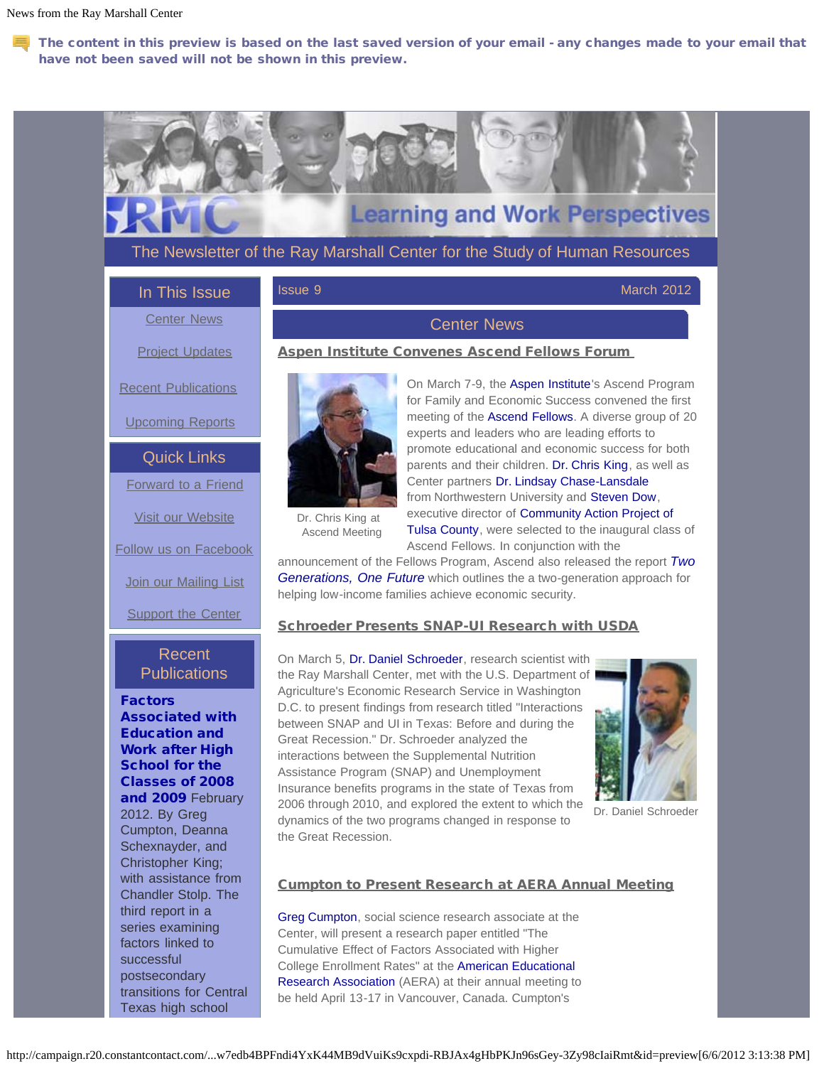News from the Ray Marshall Center

The content in this preview is based on the last saved version of your email - any changes made to your email that have not been saved will not be shown in this preview.

# Learning and Work Perspectives

The Newsletter of the Ray Marshall Center for the Study of Human Resources

### In This Issue

Center News

Project Updates

Recent Publications

Upcoming Reports

### Quick Links

Forward to a Friend

Visit our Website

Follow us on Facebook

Join our Mailing List

Support the Center

### Recent Publications

**Factors Associated with Education and Work after High School for the Classes of 2008 and 2009** February 2012. By Greg Cumpton, Deanna Schexnayder, and Christopher King; with assistance from Chandler Stolp. The third report in a series examining factors linked to successful postsecondary transitions for Central Texas high school

Issue 9 — March 2012

## Center News

### Aspen Institute Convenes Ascend Fellows Forum

Dr. Chris King at Ascend Meeting

On March 7-9, the Aspen Institute's Ascend Program for Family and Economic Success convened the first meeting of the Ascend Fellows. A diverse group of 20 experts and leaders who are leading efforts to promote educational and economic success for both parents and their children. Dr. Chris King, as well as Center partners Dr. Lindsay Chase-Lansdale from Northwestern University and Steven Dow, executive director of Community Action Project of Tulsa County, were selected to the inaugural class of Ascend Fellows. In conjunction with the announcement of the Fellows Program, Ascend also released the report *Two Generations, One Future* which outlines the a two-generation approach for helping low-income families achieve economic security.

### Schroeder Presents SNAP-UI Research with USDA

On March 5, Dr. Daniel Schroeder, research scientist with the Ray Marshall Center, met with the U.S. Department of Agriculture's Economic Research Service in Washington D.C. to present findings from research titled "Interactions between SNAP and UI in Texas: Before and during the Great Recession." Dr. Schroeder analyzed the interactions between the Supplemental Nutrition Assistance Program (SNAP) and Unemployment Insurance benefits programs in the state of Texas from 2006 through 2010, and explored the extent to which the dynamics of the two programs changed in response to the Great Recession.

Dr. Daniel Schroeder

### Cumpton to Present Research at AERA Annual Meeting

Greg Cumpton, social science research associate at the Center, will present a research paper entitled "The Cumulative Effect of Factors Associated with Higher College Enrollment Rates" at the American Educational Research Association (AERA) at their annual meeting to be held April 13-17 in Vancouver, Canada. Cumpton's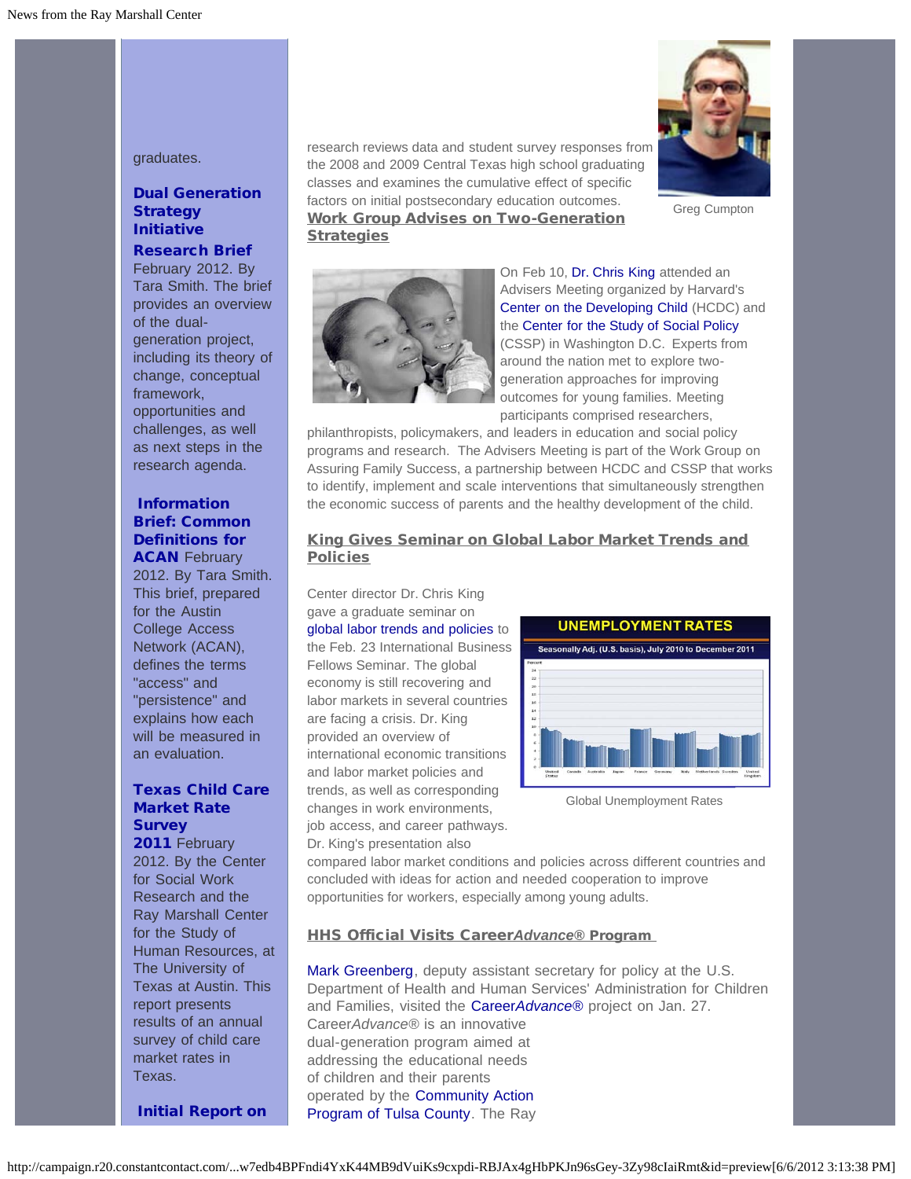graduates.

**Dual Generation Strategy Initiative Research Brief** February 2012. By Tara Smith. The brief provides an overview of the dual-generation project, including its theory of change, conceptual framework, opportunities and challenges, as well as next steps in the research agenda.

**Information Brief: Common Definitions for ACAN** February 2012. By Tara Smith. This brief, prepared for the Austin College Access Network (ACAN), defines the terms "access" and "persistence" and explains how each will be measured in an evaluation.

**Texas Child Care Market Rate Survey 2011** February 2012. By the Center for Social Work Research and the Ray Marshall Center for the Study of Human Resources, at The University of Texas at Austin. This report presents results of an annual survey of child care market rates in Texas.

**Initial Report on**

research reviews data and student survey responses from the 2008 and 2009 Central Texas high school graduating classes and examines the cumulative effect of specific factors on initial postsecondary education outcomes.

Greg Cumpton

## Work Group Advises on Two-Generation Strategies

On Feb 10, Dr. Chris King attended an Advisers Meeting organized by Harvard's Center on the Developing Child (HCDC) and the Center for the Study of Social Policy (CSSP) in Washington D.C. Experts from around the nation met to explore two-generation approaches for improving outcomes for young families. Meeting participants comprised researchers, philanthropists, policymakers, and leaders in education and social policy programs and research. The Advisers Meeting is part of the Work Group on Assuring Family Success, a partnership between HCDC and CSSP that works to identify, implement and scale interventions that simultaneously strengthen the economic success of parents and the healthy development of the child.

## King Gives Seminar on Global Labor Market Trends and Policies

Center director Dr. Chris King gave a graduate seminar on global labor trends and policies to the Feb. 23 International Business Fellows Seminar. The global economy is still recovering and labor markets in several countries are facing a crisis. Dr. King provided an overview of international economic transitions and labor market policies and trends, as well as corresponding changes in work environments, job access, and career pathways. Dr. King's presentation also compared labor market conditions and policies across different countries and concluded with ideas for action and needed cooperation to improve opportunities for workers, especially among young adults.

Global Unemployment Rates

## HHS Official Visits Career*Advance*® Program

Mark Greenberg, deputy assistant secretary for policy at the U.S. Department of Health and Human Services' Administration for Children and Families, visited the Career*Advance*® project on Jan. 27. Career*Advance*® is an innovative dual-generation program aimed at addressing the educational needs of children and their parents operated by the Community Action Program of Tulsa County. The Ray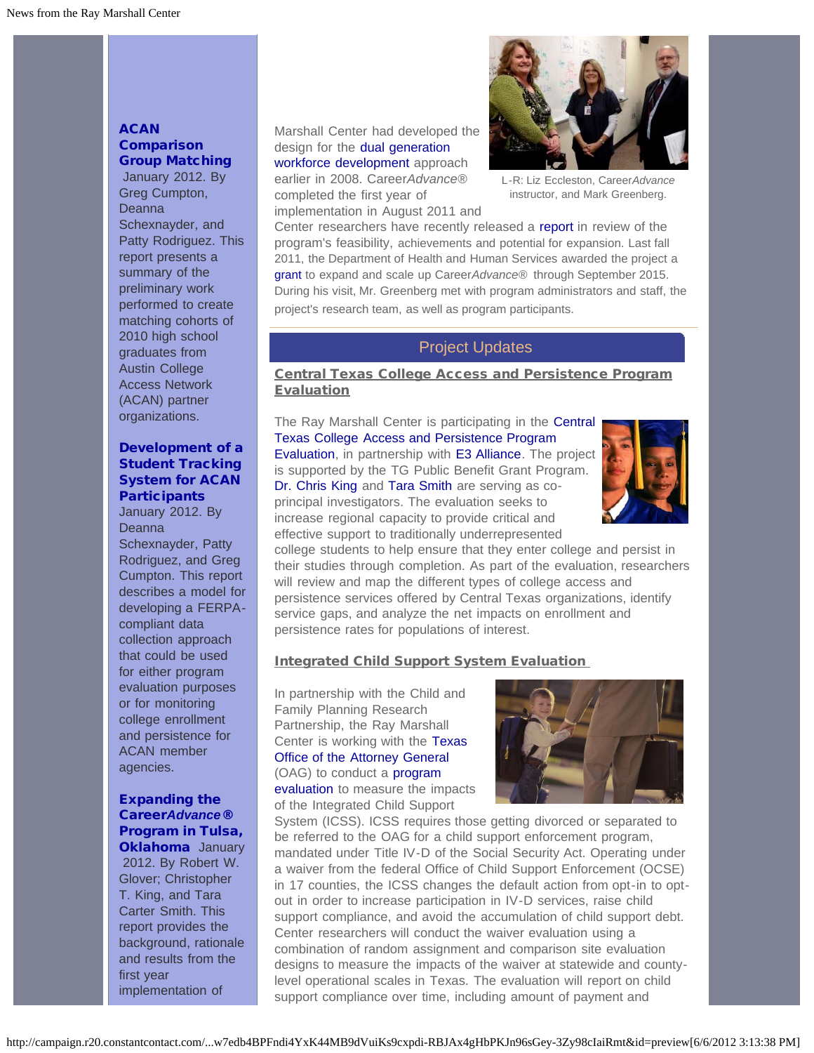**ACAN Comparison Group Matching** January 2012. By Greg Cumpton, Deanna Schexnayder, and Patty Rodriguez. This report presents a summary of the preliminary work performed to create matching cohorts of 2010 high school graduates from Austin College Access Network (ACAN) partner organizations.

**Development of a Student Tracking System for ACAN Participants** January 2012. By Deanna Schexnayder, Patty Rodriguez, and Greg Cumpton. This report describes a model for developing a FERPA-compliant data collection approach that could be used for either program evaluation purposes or for monitoring college enrollment and persistence for ACAN member agencies.

**Expanding the Career*Advance*® Program in Tulsa, Oklahoma** January 2012. By Robert W. Glover; Christopher T. King, and Tara Carter Smith. This report provides the background, rationale and results from the first year implementation of

Marshall Center had developed the design for the dual generation workforce development approach earlier in 2008. Career*Advance*® completed the first year of implementation in August 2011 and Center researchers have recently released a report in review of the program's feasibility, achievements and potential for expansion. Last fall 2011, the Department of Health and Human Services awarded the project a grant to expand and scale up Career*Advance*® through September 2015. During his visit, Mr. Greenberg met with program administrators and staff, the project's research team, as well as program participants.

L-R: Liz Eccleston, Career*Advance* instructor, and Mark Greenberg.

## Project Updates

### Central Texas College Access and Persistence Program Evaluation

The Ray Marshall Center is participating in the Central Texas College Access and Persistence Program Evaluation, in partnership with E3 Alliance. The project is supported by the TG Public Benefit Grant Program. Dr. Chris King and Tara Smith are serving as co-principal investigators. The evaluation seeks to increase regional capacity to provide critical and effective support to traditionally underrepresented college students to help ensure that they enter college and persist in their studies through completion. As part of the evaluation, researchers will review and map the different types of college access and persistence services offered by Central Texas organizations, identify service gaps, and analyze the net impacts on enrollment and persistence rates for populations of interest.

### Integrated Child Support System Evaluation

In partnership with the Child and Family Planning Research Partnership, the Ray Marshall Center is working with the Texas Office of the Attorney General (OAG) to conduct a program evaluation to measure the impacts of the Integrated Child Support System (ICSS). ICSS requires those getting divorced or separated to be referred to the OAG for a child support enforcement program, mandated under Title IV-D of the Social Security Act. Operating under a waiver from the federal Office of Child Support Enforcement (OCSE) in 17 counties, the ICSS changes the default action from opt-in to opt-out in order to increase participation in IV-D services, raise child support compliance, and avoid the accumulation of child support debt. Center researchers will conduct the waiver evaluation using a combination of random assignment and comparison site evaluation designs to measure the impacts of the waiver at statewide and county-level operational scales in Texas. The evaluation will report on child support compliance over time, including amount of payment and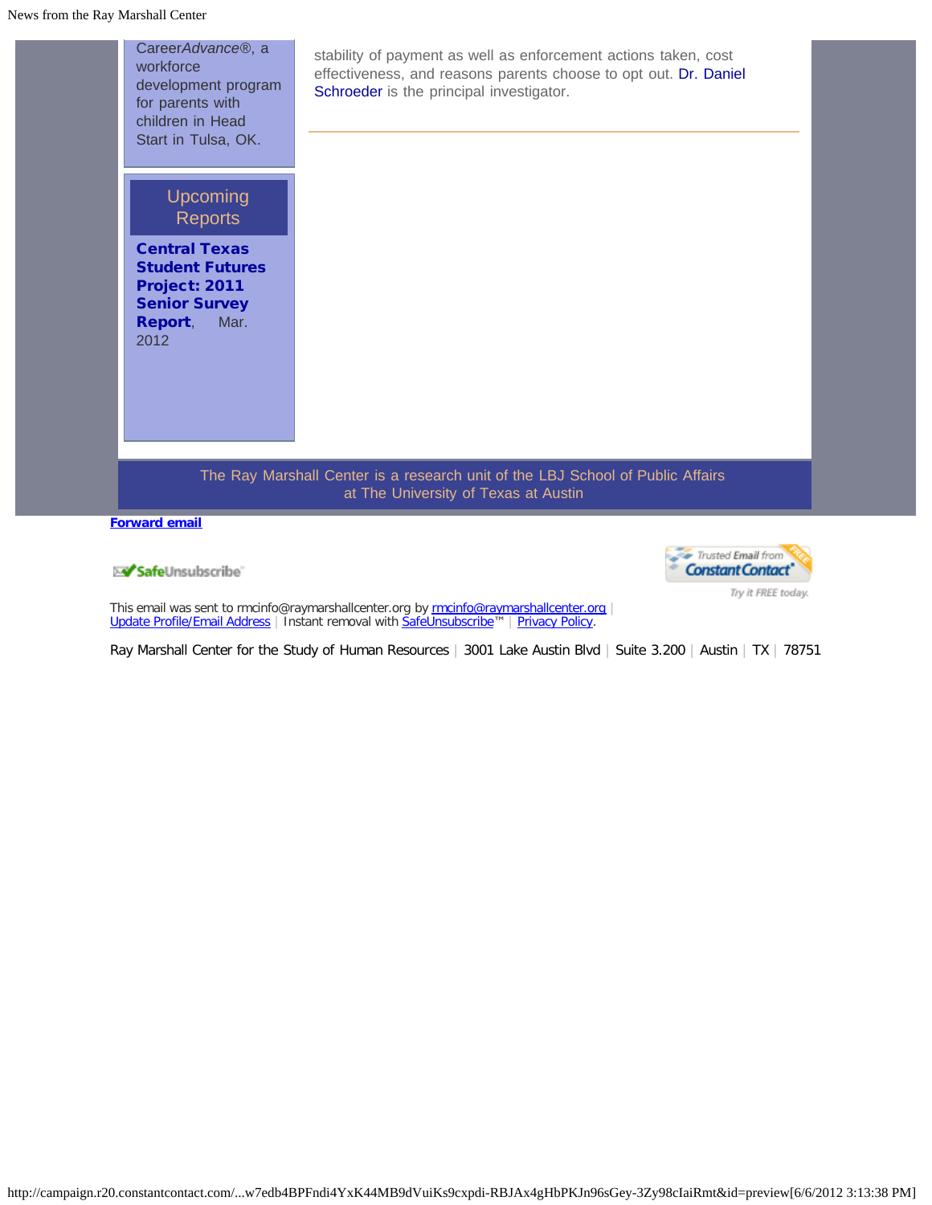CareerAdvance®, a workforce development program for parents with children in Head Start in Tulsa, OK.

## Upcoming Reports

**Central Texas Student Futures Project: 2011 Senior Survey Report**, Mar. 2012

stability of payment as well as enforcement actions taken, cost effectiveness, and reasons parents choose to opt out. Dr. Daniel Schroeder is the principal investigator.

The Ray Marshall Center is a research unit of the LBJ School of Public Affairs at The University of Texas at Austin

**Forward email**

SafeUnsubscribe

Trusted Email from Constant Contact — Try it FREE today.

This email was sent to rmcinfo@raymarshallcenter.org by rmcinfo@raymarshallcenter.org | Update Profile/Email Address | Instant removal with SafeUnsubscribe™ | Privacy Policy.

Ray Marshall Center for the Study of Human Resources | 3001 Lake Austin Blvd | Suite 3.200 | Austin | TX | 78751